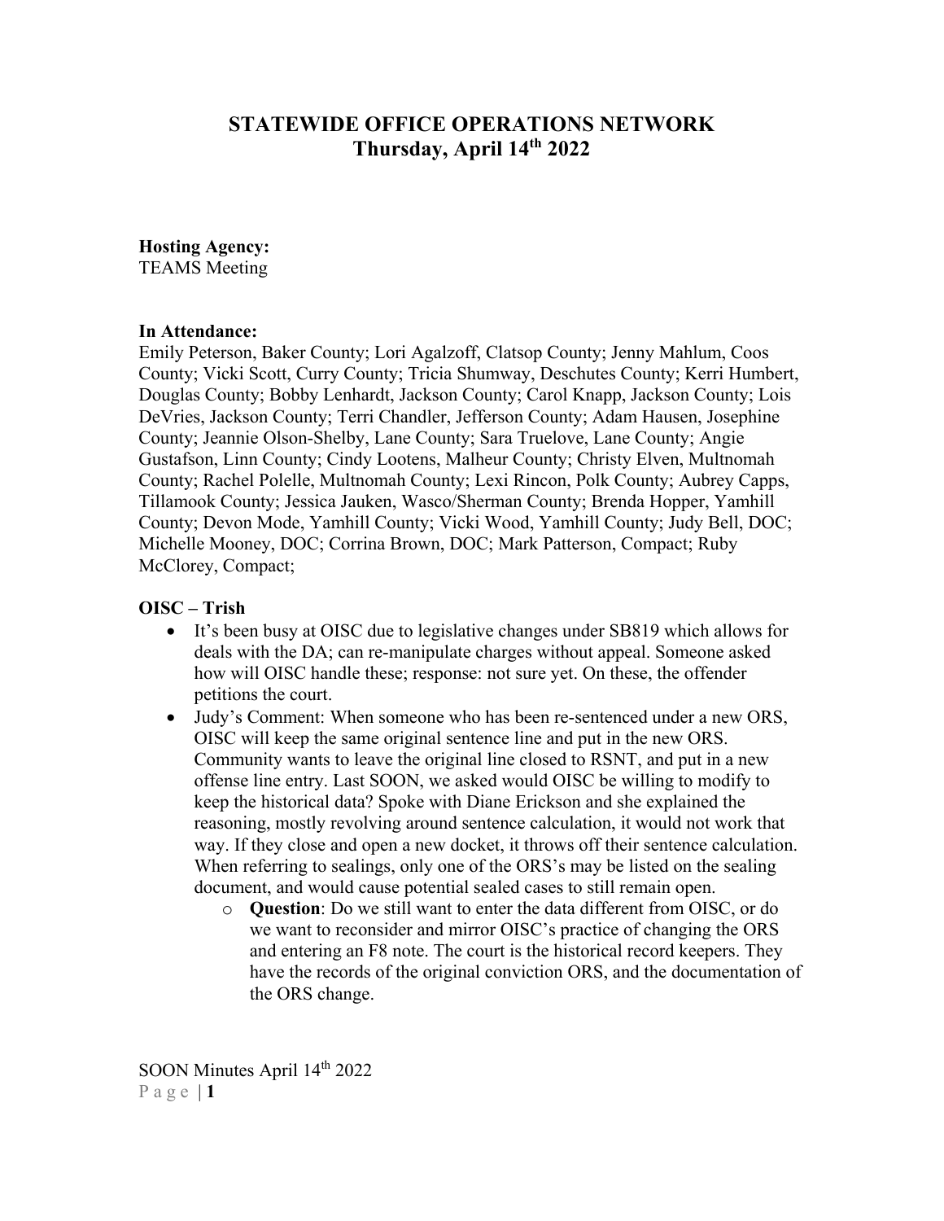# STATEWIDE OFFICE OPERATIONS NETWORK
## Thursday, April 14th 2022

**Hosting Agency:**
TEAMS Meeting

**In Attendance:**
Emily Peterson, Baker County; Lori Agalzoff, Clatsop County; Jenny Mahlum, Coos County; Vicki Scott, Curry County; Tricia Shumway, Deschutes County; Kerri Humbert, Douglas County; Bobby Lenhardt, Jackson County; Carol Knapp, Jackson County; Lois DeVries, Jackson County; Terri Chandler, Jefferson County; Adam Hausen, Josephine County; Jeannie Olson-Shelby, Lane County; Sara Truelove, Lane County; Angie Gustafson, Linn County; Cindy Lootens, Malheur County; Christy Elven, Multnomah County; Rachel Polelle, Multnomah County; Lexi Rincon, Polk County; Aubrey Capps, Tillamook County; Jessica Jauken, Wasco/Sherman County; Brenda Hopper, Yamhill County; Devon Mode, Yamhill County; Vicki Wood, Yamhill County; Judy Bell, DOC; Michelle Mooney, DOC; Corrina Brown, DOC; Mark Patterson, Compact; Ruby McClorey, Compact;

**OISC – Trish**

- It's been busy at OISC due to legislative changes under SB819 which allows for deals with the DA; can re-manipulate charges without appeal. Someone asked how will OISC handle these; response: not sure yet. On these, the offender petitions the court.
- Judy's Comment: When someone who has been re-sentenced under a new ORS, OISC will keep the same original sentence line and put in the new ORS. Community wants to leave the original line closed to RSNT, and put in a new offense line entry. Last SOON, we asked would OISC be willing to modify to keep the historical data? Spoke with Diane Erickson and she explained the reasoning, mostly revolving around sentence calculation, it would not work that way. If they close and open a new docket, it throws off their sentence calculation. When referring to sealings, only one of the ORS's may be listed on the sealing document, and would cause potential sealed cases to still remain open.
  - **Question**: Do we still want to enter the data different from OISC, or do we want to reconsider and mirror OISC's practice of changing the ORS and entering an F8 note. The court is the historical record keepers. They have the records of the original conviction ORS, and the documentation of the ORS change.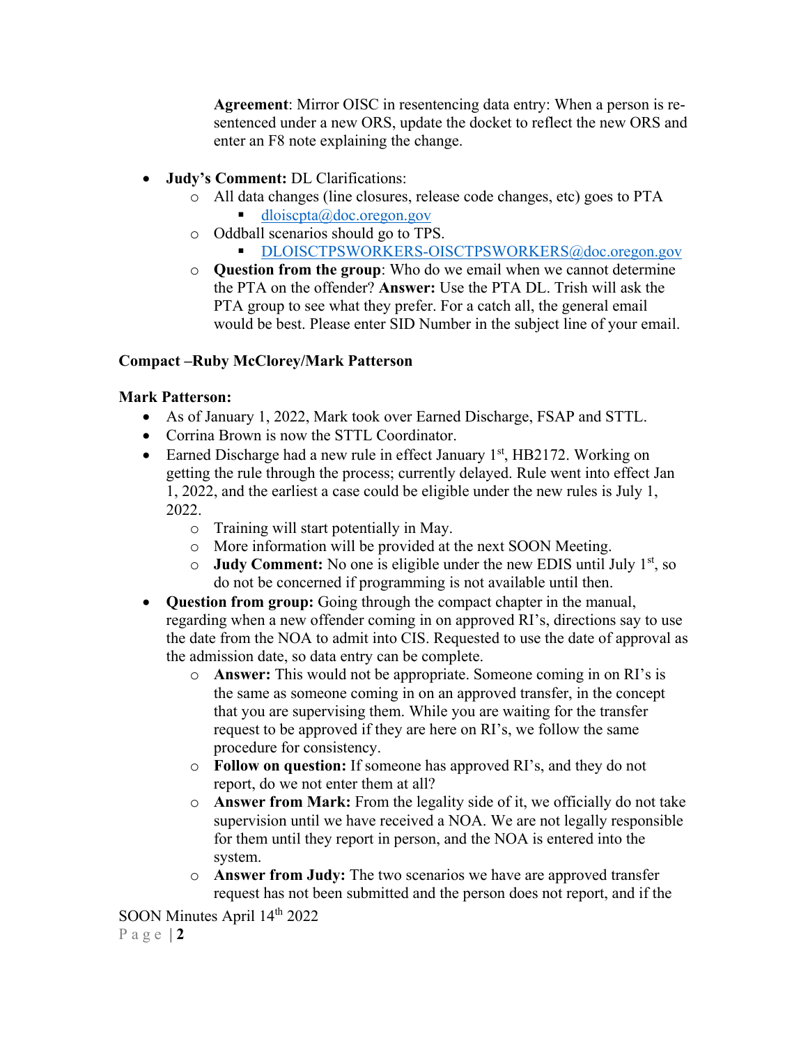**Agreement**: Mirror OISC in resentencing data entry: When a person is re-sentenced under a new ORS, update the docket to reflect the new ORS and enter an F8 note explaining the change.

- **Judy's Comment:** DL Clarifications:
  - All data changes (line closures, release code changes, etc) goes to PTA
    - dloiscpta@doc.oregon.gov
  - Oddball scenarios should go to TPS.
    - DLOISCTPSWORKERS-OISCTPSWORKERS@doc.oregon.gov
  - **Question from the group**: Who do we email when we cannot determine the PTA on the offender? **Answer:** Use the PTA DL. Trish will ask the PTA group to see what they prefer. For a catch all, the general email would be best. Please enter SID Number in the subject line of your email.

**Compact –Ruby McClorey/Mark Patterson**

**Mark Patterson:**

- As of January 1, 2022, Mark took over Earned Discharge, FSAP and STTL.
- Corrina Brown is now the STTL Coordinator.
- Earned Discharge had a new rule in effect January 1st, HB2172. Working on getting the rule through the process; currently delayed. Rule went into effect Jan 1, 2022, and the earliest a case could be eligible under the new rules is July 1, 2022.
  - Training will start potentially in May.
  - More information will be provided at the next SOON Meeting.
  - **Judy Comment:** No one is eligible under the new EDIS until July 1st, so do not be concerned if programming is not available until then.
- **Question from group:** Going through the compact chapter in the manual, regarding when a new offender coming in on approved RI's, directions say to use the date from the NOA to admit into CIS. Requested to use the date of approval as the admission date, so data entry can be complete.
  - **Answer:** This would not be appropriate. Someone coming in on RI's is the same as someone coming in on an approved transfer, in the concept that you are supervising them. While you are waiting for the transfer request to be approved if they are here on RI's, we follow the same procedure for consistency.
  - **Follow on question:** If someone has approved RI's, and they do not report, do we not enter them at all?
  - **Answer from Mark:** From the legality side of it, we officially do not take supervision until we have received a NOA. We are not legally responsible for them until they report in person, and the NOA is entered into the system.
  - **Answer from Judy:** The two scenarios we have are approved transfer request has not been submitted and the person does not report, and if the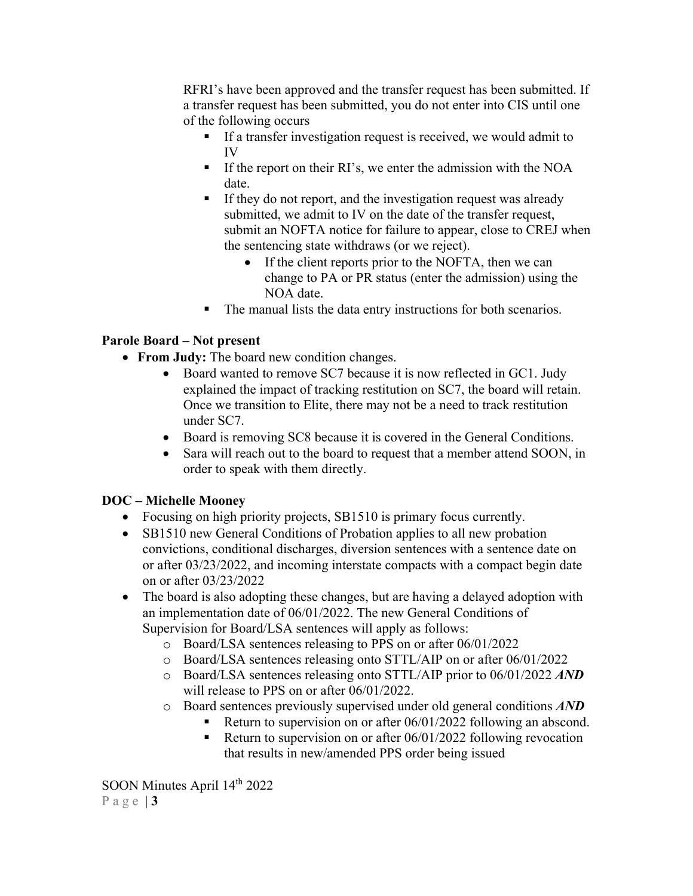RFRI's have been approved and the transfer request has been submitted. If a transfer request has been submitted, you do not enter into CIS until one of the following occurs

- If a transfer investigation request is received, we would admit to IV
- If the report on their RI's, we enter the admission with the NOA date.
- If they do not report, and the investigation request was already submitted, we admit to IV on the date of the transfer request, submit an NOFTA notice for failure to appear, close to CREJ when the sentencing state withdraws (or we reject).
    - If the client reports prior to the NOFTA, then we can change to PA or PR status (enter the admission) using the NOA date.
- The manual lists the data entry instructions for both scenarios.

**Parole Board – Not present**

- **From Judy:** The board new condition changes.
    - Board wanted to remove SC7 because it is now reflected in GC1. Judy explained the impact of tracking restitution on SC7, the board will retain. Once we transition to Elite, there may not be a need to track restitution under SC7.
    - Board is removing SC8 because it is covered in the General Conditions.
    - Sara will reach out to the board to request that a member attend SOON, in order to speak with them directly.

**DOC – Michelle Mooney**

- Focusing on high priority projects, SB1510 is primary focus currently.
- SB1510 new General Conditions of Probation applies to all new probation convictions, conditional discharges, diversion sentences with a sentence date on or after 03/23/2022, and incoming interstate compacts with a compact begin date on or after 03/23/2022
- The board is also adopting these changes, but are having a delayed adoption with an implementation date of 06/01/2022. The new General Conditions of Supervision for Board/LSA sentences will apply as follows:
    - Board/LSA sentences releasing to PPS on or after 06/01/2022
    - Board/LSA sentences releasing onto STTL/AIP on or after 06/01/2022
    - Board/LSA sentences releasing onto STTL/AIP prior to 06/01/2022 ***AND*** will release to PPS on or after 06/01/2022.
    - Board sentences previously supervised under old general conditions ***AND***
        - Return to supervision on or after 06/01/2022 following an abscond.
        - Return to supervision on or after 06/01/2022 following revocation that results in new/amended PPS order being issued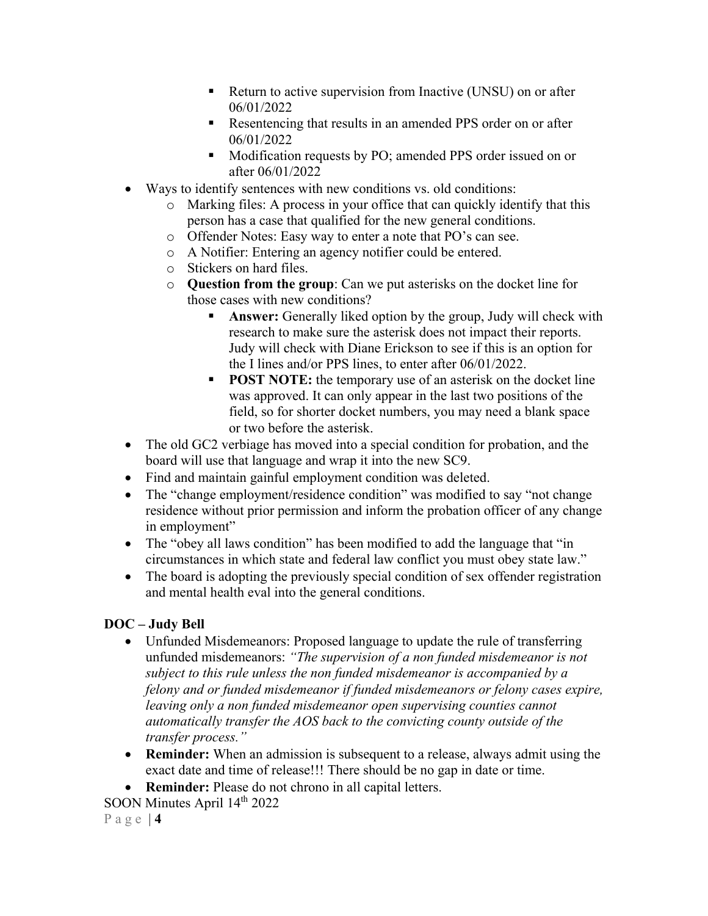- Return to active supervision from Inactive (UNSU) on or after 06/01/2022
        - Resentencing that results in an amended PPS order on or after 06/01/2022
        - Modification requests by PO; amended PPS order issued on or after 06/01/2022
- Ways to identify sentences with new conditions vs. old conditions:
    - Marking files: A process in your office that can quickly identify that this person has a case that qualified for the new general conditions.
    - Offender Notes: Easy way to enter a note that PO's can see.
    - A Notifier: Entering an agency notifier could be entered.
    - Stickers on hard files.
    - **Question from the group**: Can we put asterisks on the docket line for those cases with new conditions?
        - **Answer:** Generally liked option by the group, Judy will check with research to make sure the asterisk does not impact their reports. Judy will check with Diane Erickson to see if this is an option for the I lines and/or PPS lines, to enter after 06/01/2022.
        - **POST NOTE:** the temporary use of an asterisk on the docket line was approved. It can only appear in the last two positions of the field, so for shorter docket numbers, you may need a blank space or two before the asterisk.
- The old GC2 verbiage has moved into a special condition for probation, and the board will use that language and wrap it into the new SC9.
- Find and maintain gainful employment condition was deleted.
- The "change employment/residence condition" was modified to say "not change residence without prior permission and inform the probation officer of any change in employment"
- The "obey all laws condition" has been modified to add the language that "in circumstances in which state and federal law conflict you must obey state law."
- The board is adopting the previously special condition of sex offender registration and mental health eval into the general conditions.

**DOC – Judy Bell**

- Unfunded Misdemeanors: Proposed language to update the rule of transferring unfunded misdemeanors: *"The supervision of a non funded misdemeanor is not subject to this rule unless the non funded misdemeanor is accompanied by a felony and or funded misdemeanor if funded misdemeanors or felony cases expire, leaving only a non funded misdemeanor open supervising counties cannot automatically transfer the AOS back to the convicting county outside of the transfer process."*
- **Reminder:** When an admission is subsequent to a release, always admit using the exact date and time of release!!! There should be no gap in date or time.
- **Reminder:** Please do not chrono in all capital letters.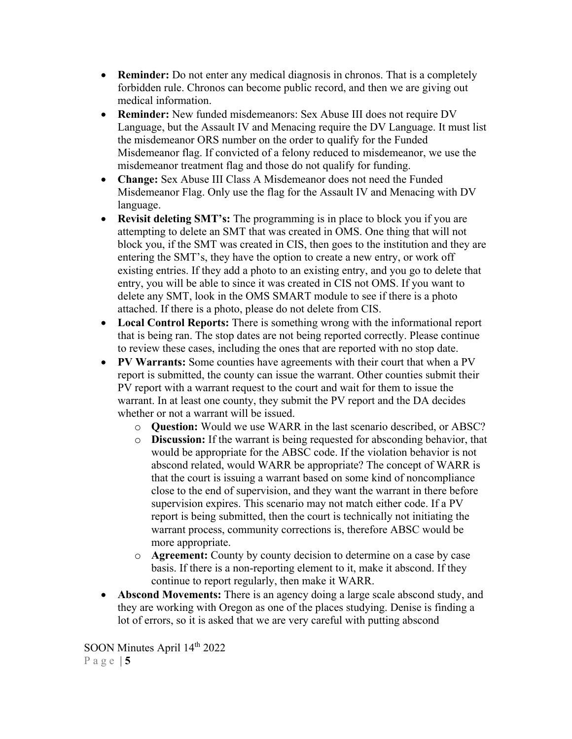- **Reminder:** Do not enter any medical diagnosis in chronos. That is a completely forbidden rule. Chronos can become public record, and then we are giving out medical information.
- **Reminder:** New funded misdemeanors: Sex Abuse III does not require DV Language, but the Assault IV and Menacing require the DV Language. It must list the misdemeanor ORS number on the order to qualify for the Funded Misdemeanor flag. If convicted of a felony reduced to misdemeanor, we use the misdemeanor treatment flag and those do not qualify for funding.
- **Change:** Sex Abuse III Class A Misdemeanor does not need the Funded Misdemeanor Flag. Only use the flag for the Assault IV and Menacing with DV language.
- **Revisit deleting SMT's:** The programming is in place to block you if you are attempting to delete an SMT that was created in OMS. One thing that will not block you, if the SMT was created in CIS, then goes to the institution and they are entering the SMT's, they have the option to create a new entry, or work off existing entries. If they add a photo to an existing entry, and you go to delete that entry, you will be able to since it was created in CIS not OMS. If you want to delete any SMT, look in the OMS SMART module to see if there is a photo attached. If there is a photo, please do not delete from CIS.
- **Local Control Reports:** There is something wrong with the informational report that is being ran. The stop dates are not being reported correctly. Please continue to review these cases, including the ones that are reported with no stop date.
- **PV Warrants:** Some counties have agreements with their court that when a PV report is submitted, the county can issue the warrant. Other counties submit their PV report with a warrant request to the court and wait for them to issue the warrant. In at least one county, they submit the PV report and the DA decides whether or not a warrant will be issued.
  - **Question:** Would we use WARR in the last scenario described, or ABSC?
  - **Discussion:** If the warrant is being requested for absconding behavior, that would be appropriate for the ABSC code. If the violation behavior is not abscond related, would WARR be appropriate? The concept of WARR is that the court is issuing a warrant based on some kind of noncompliance close to the end of supervision, and they want the warrant in there before supervision expires. This scenario may not match either code. If a PV report is being submitted, then the court is technically not initiating the warrant process, community corrections is, therefore ABSC would be more appropriate.
  - **Agreement:** County by county decision to determine on a case by case basis. If there is a non-reporting element to it, make it abscond. If they continue to report regularly, then make it WARR.
- **Abscond Movements:** There is an agency doing a large scale abscond study, and they are working with Oregon as one of the places studying. Denise is finding a lot of errors, so it is asked that we are very careful with putting abscond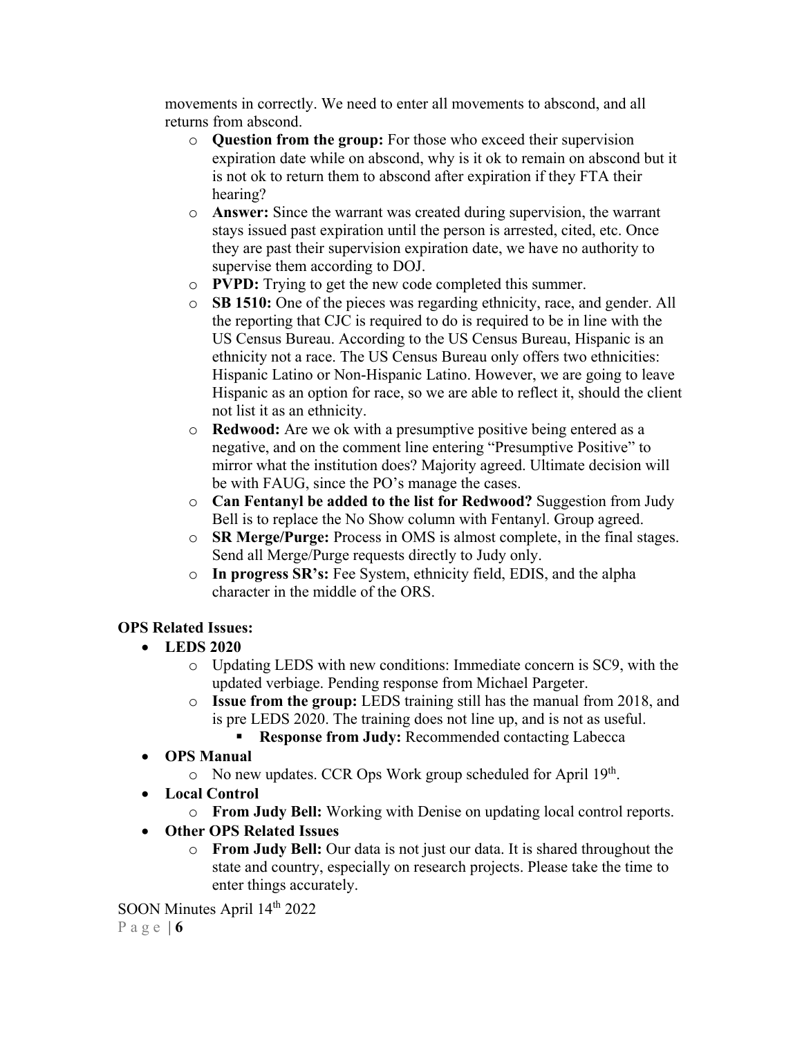movements in correctly. We need to enter all movements to abscond, and all returns from abscond.

- **Question from the group:** For those who exceed their supervision expiration date while on abscond, why is it ok to remain on abscond but it is not ok to return them to abscond after expiration if they FTA their hearing?
- **Answer:** Since the warrant was created during supervision, the warrant stays issued past expiration until the person is arrested, cited, etc. Once they are past their supervision expiration date, we have no authority to supervise them according to DOJ.
- **PVPD:** Trying to get the new code completed this summer.
- **SB 1510:** One of the pieces was regarding ethnicity, race, and gender. All the reporting that CJC is required to do is required to be in line with the US Census Bureau. According to the US Census Bureau, Hispanic is an ethnicity not a race. The US Census Bureau only offers two ethnicities: Hispanic Latino or Non-Hispanic Latino. However, we are going to leave Hispanic as an option for race, so we are able to reflect it, should the client not list it as an ethnicity.
- **Redwood:** Are we ok with a presumptive positive being entered as a negative, and on the comment line entering "Presumptive Positive" to mirror what the institution does? Majority agreed. Ultimate decision will be with FAUG, since the PO's manage the cases.
- **Can Fentanyl be added to the list for Redwood?** Suggestion from Judy Bell is to replace the No Show column with Fentanyl. Group agreed.
- **SR Merge/Purge:** Process in OMS is almost complete, in the final stages. Send all Merge/Purge requests directly to Judy only.
- **In progress SR's:** Fee System, ethnicity field, EDIS, and the alpha character in the middle of the ORS.

**OPS Related Issues:**

- **LEDS 2020**
  - Updating LEDS with new conditions: Immediate concern is SC9, with the updated verbiage. Pending response from Michael Pargeter.
  - **Issue from the group:** LEDS training still has the manual from 2018, and is pre LEDS 2020. The training does not line up, and is not as useful.
    - **Response from Judy:** Recommended contacting Labecca
- **OPS Manual**
  - No new updates. CCR Ops Work group scheduled for April 19th.
- **Local Control**
  - **From Judy Bell:** Working with Denise on updating local control reports.
- **Other OPS Related Issues**
  - **From Judy Bell:** Our data is not just our data. It is shared throughout the state and country, especially on research projects. Please take the time to enter things accurately.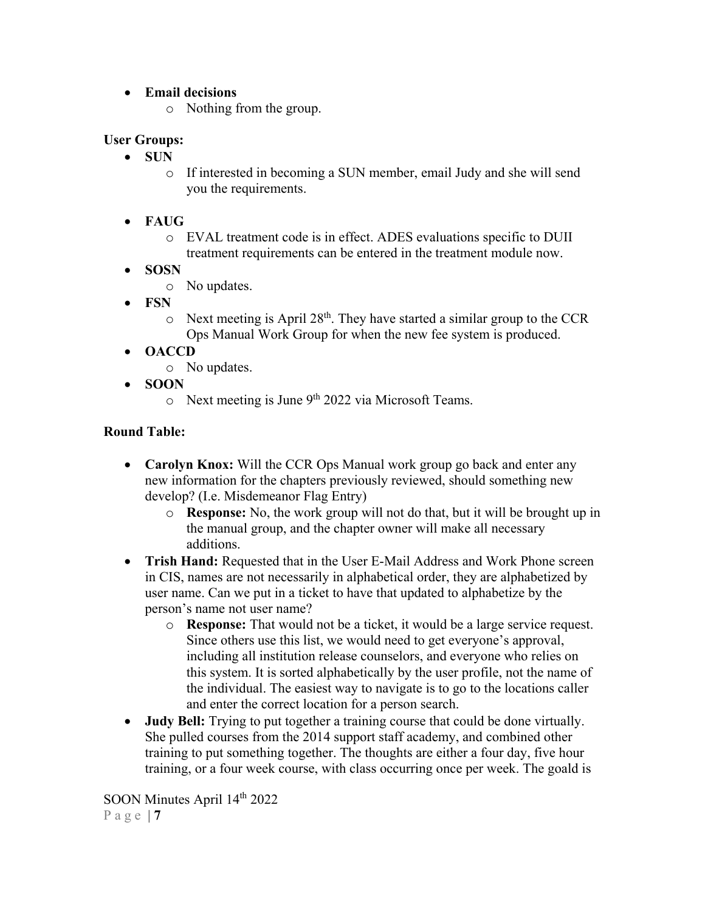- **Email decisions**
    - Nothing from the group.

**User Groups:**

- **SUN**
    - If interested in becoming a SUN member, email Judy and she will send you the requirements.

- **FAUG**
    - EVAL treatment code is in effect. ADES evaluations specific to DUII treatment requirements can be entered in the treatment module now.
- **SOSN**
    - No updates.
- **FSN**
    - Next meeting is April 28th. They have started a similar group to the CCR Ops Manual Work Group for when the new fee system is produced.
- **OACCD**
    - No updates.
- **SOON**
    - Next meeting is June 9th 2022 via Microsoft Teams.

**Round Table:**

- **Carolyn Knox:** Will the CCR Ops Manual work group go back and enter any new information for the chapters previously reviewed, should something new develop? (I.e. Misdemeanor Flag Entry)
    - **Response:** No, the work group will not do that, but it will be brought up in the manual group, and the chapter owner will make all necessary additions.
- **Trish Hand:** Requested that in the User E-Mail Address and Work Phone screen in CIS, names are not necessarily in alphabetical order, they are alphabetized by user name. Can we put in a ticket to have that updated to alphabetize by the person's name not user name?
    - **Response:** That would not be a ticket, it would be a large service request. Since others use this list, we would need to get everyone's approval, including all institution release counselors, and everyone who relies on this system. It is sorted alphabetically by the user profile, not the name of the individual. The easiest way to navigate is to go to the locations caller and enter the correct location for a person search.
- **Judy Bell:** Trying to put together a training course that could be done virtually. She pulled courses from the 2014 support staff academy, and combined other training to put something together. The thoughts are either a four day, five hour training, or a four week course, with class occurring once per week. The goald is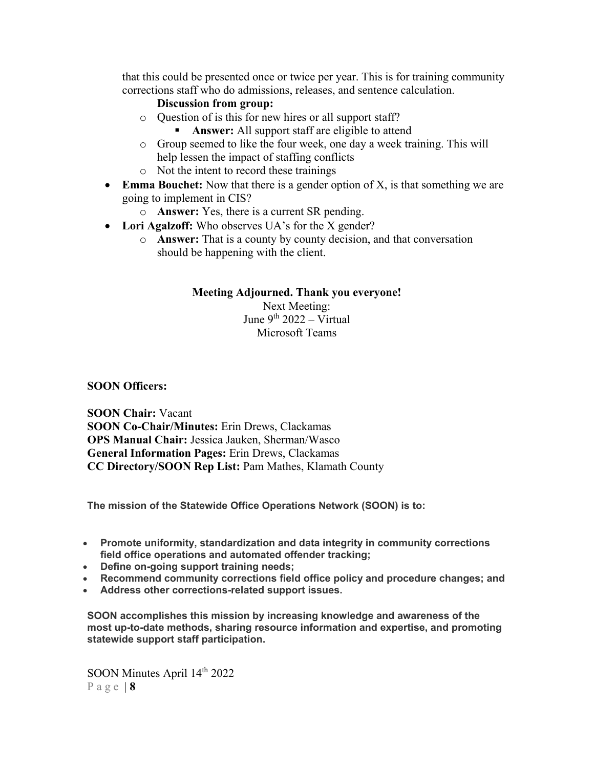that this could be presented once or twice per year. This is for training community corrections staff who do admissions, releases, and sentence calculation.

**Discussion from group:**

- Question of is this for new hires or all support staff?
  - **Answer:** All support staff are eligible to attend
- Group seemed to like the four week, one day a week training. This will help lessen the impact of staffing conflicts
- Not the intent to record these trainings

- **Emma Bouchet:** Now that there is a gender option of X, is that something we are going to implement in CIS?
  - **Answer:** Yes, there is a current SR pending.
- **Lori Agalzoff:** Who observes UA's for the X gender?
  - **Answer:** That is a county by county decision, and that conversation should be happening with the client.

**Meeting Adjourned. Thank you everyone!**

Next Meeting:
June 9th 2022 – Virtual
Microsoft Teams

**SOON Officers:**

**SOON Chair:** Vacant
**SOON Co-Chair/Minutes:** Erin Drews, Clackamas
**OPS Manual Chair:** Jessica Jauken, Sherman/Wasco
**General Information Pages:** Erin Drews, Clackamas
**CC Directory/SOON Rep List:** Pam Mathes, Klamath County

**The mission of the Statewide Office Operations Network (SOON) is to:**

- **Promote uniformity, standardization and data integrity in community corrections field office operations and automated offender tracking;**
- **Define on-going support training needs;**
- **Recommend community corrections field office policy and procedure changes; and**
- **Address other corrections-related support issues.**

**SOON accomplishes this mission by increasing knowledge and awareness of the most up-to-date methods, sharing resource information and expertise, and promoting statewide support staff participation.**